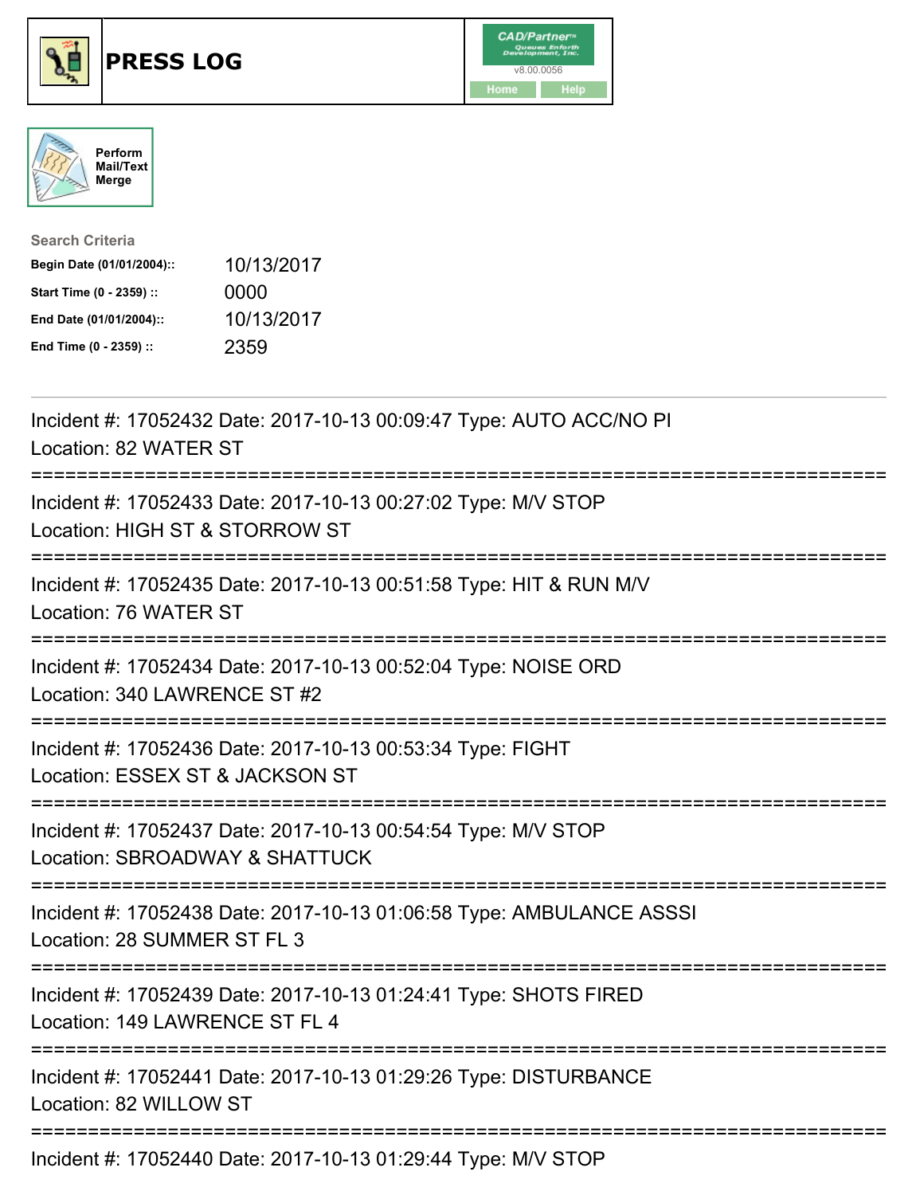# PRESS LOG

CAD/Partner v8.00.0056

Home Help

Perform Mail/Text Merge

**Search Criteria**

| | |
|---|---|
| **Begin Date (01/01/2004)::** | 10/13/2017 |
| **Start Time (0 - 2359) ::** | 0000 |
| **End Date (01/01/2004)::** | 10/13/2017 |
| **End Time (0 - 2359) ::** | 2359 |

---

Incident #: 17052432 Date: 2017-10-13 00:09:47 Type: AUTO ACC/NO PI
Location: 82 WATER ST

===========================================================================

Incident #: 17052433 Date: 2017-10-13 00:27:02 Type: M/V STOP
Location: HIGH ST & STORROW ST

===========================================================================

Incident #: 17052435 Date: 2017-10-13 00:51:58 Type: HIT & RUN M/V
Location: 76 WATER ST

===========================================================================

Incident #: 17052434 Date: 2017-10-13 00:52:04 Type: NOISE ORD
Location: 340 LAWRENCE ST #2

===========================================================================

Incident #: 17052436 Date: 2017-10-13 00:53:34 Type: FIGHT
Location: ESSEX ST & JACKSON ST

===========================================================================

Incident #: 17052437 Date: 2017-10-13 00:54:54 Type: M/V STOP
Location: SBROADWAY & SHATTUCK

===========================================================================

Incident #: 17052438 Date: 2017-10-13 01:06:58 Type: AMBULANCE ASSSI
Location: 28 SUMMER ST FL 3

===========================================================================

Incident #: 17052439 Date: 2017-10-13 01:24:41 Type: SHOTS FIRED
Location: 149 LAWRENCE ST FL 4

===========================================================================

Incident #: 17052441 Date: 2017-10-13 01:29:26 Type: DISTURBANCE
Location: 82 WILLOW ST

===========================================================================

Incident #: 17052440 Date: 2017-10-13 01:29:44 Type: M/V STOP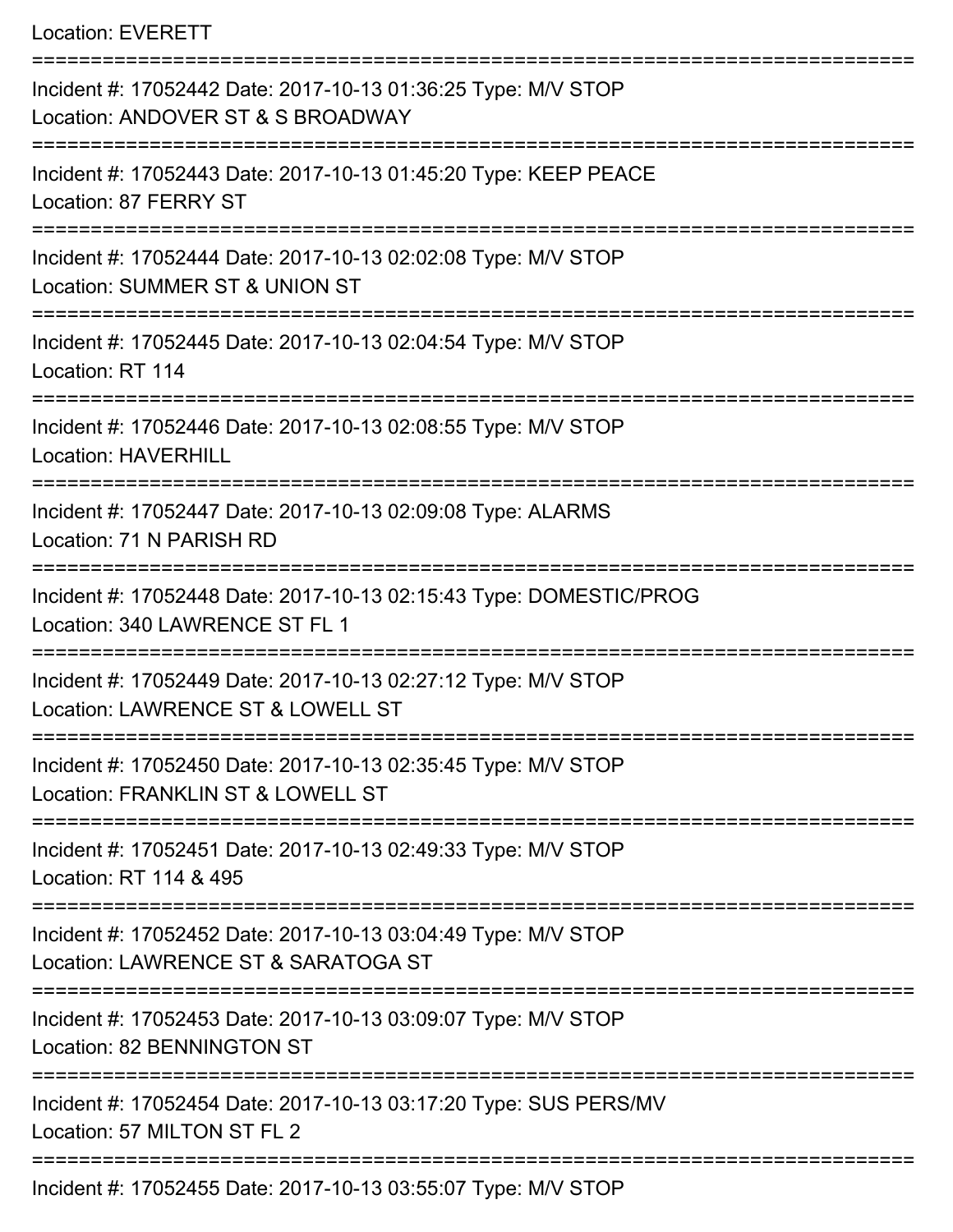Location: EVERETT

===========================================================================

Incident #: 17052442 Date: 2017-10-13 01:36:25 Type: M/V STOP
Location: ANDOVER ST & S BROADWAY

===========================================================================

Incident #: 17052443 Date: 2017-10-13 01:45:20 Type: KEEP PEACE
Location: 87 FERRY ST

===========================================================================

Incident #: 17052444 Date: 2017-10-13 02:02:08 Type: M/V STOP
Location: SUMMER ST & UNION ST

===========================================================================

Incident #: 17052445 Date: 2017-10-13 02:04:54 Type: M/V STOP
Location: RT 114

===========================================================================

Incident #: 17052446 Date: 2017-10-13 02:08:55 Type: M/V STOP
Location: HAVERHILL

===========================================================================

Incident #: 17052447 Date: 2017-10-13 02:09:08 Type: ALARMS
Location: 71 N PARISH RD

===========================================================================

Incident #: 17052448 Date: 2017-10-13 02:15:43 Type: DOMESTIC/PROG
Location: 340 LAWRENCE ST FL 1

===========================================================================

Incident #: 17052449 Date: 2017-10-13 02:27:12 Type: M/V STOP
Location: LAWRENCE ST & LOWELL ST

===========================================================================

Incident #: 17052450 Date: 2017-10-13 02:35:45 Type: M/V STOP
Location: FRANKLIN ST & LOWELL ST

===========================================================================

Incident #: 17052451 Date: 2017-10-13 02:49:33 Type: M/V STOP
Location: RT 114 & 495

===========================================================================

Incident #: 17052452 Date: 2017-10-13 03:04:49 Type: M/V STOP
Location: LAWRENCE ST & SARATOGA ST

===========================================================================

Incident #: 17052453 Date: 2017-10-13 03:09:07 Type: M/V STOP
Location: 82 BENNINGTON ST

===========================================================================

Incident #: 17052454 Date: 2017-10-13 03:17:20 Type: SUS PERS/MV
Location: 57 MILTON ST FL 2

===========================================================================

Incident #: 17052455 Date: 2017-10-13 03:55:07 Type: M/V STOP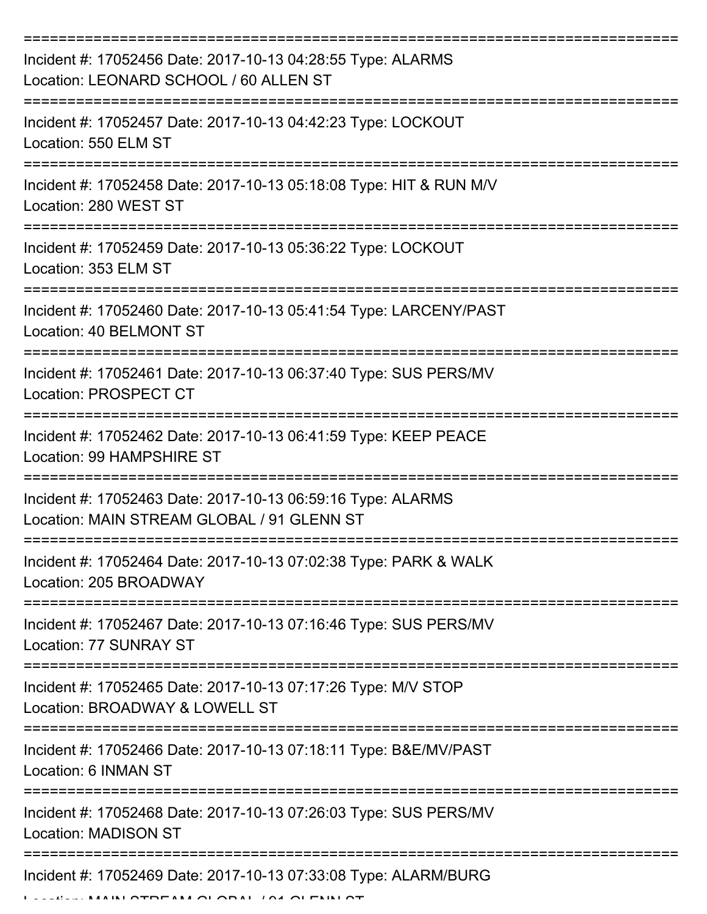Incident #: 17052456 Date: 2017-10-13 04:28:55 Type: ALARMS
Location: LEONARD SCHOOL / 60 ALLEN ST

Incident #: 17052457 Date: 2017-10-13 04:42:23 Type: LOCKOUT
Location: 550 ELM ST

Incident #: 17052458 Date: 2017-10-13 05:18:08 Type: HIT & RUN M/V
Location: 280 WEST ST

Incident #: 17052459 Date: 2017-10-13 05:36:22 Type: LOCKOUT
Location: 353 ELM ST

Incident #: 17052460 Date: 2017-10-13 05:41:54 Type: LARCENY/PAST
Location: 40 BELMONT ST

Incident #: 17052461 Date: 2017-10-13 06:37:40 Type: SUS PERS/MV
Location: PROSPECT CT

Incident #: 17052462 Date: 2017-10-13 06:41:59 Type: KEEP PEACE
Location: 99 HAMPSHIRE ST

Incident #: 17052463 Date: 2017-10-13 06:59:16 Type: ALARMS
Location: MAIN STREAM GLOBAL / 91 GLENN ST

Incident #: 17052464 Date: 2017-10-13 07:02:38 Type: PARK & WALK
Location: 205 BROADWAY

Incident #: 17052467 Date: 2017-10-13 07:16:46 Type: SUS PERS/MV
Location: 77 SUNRAY ST

Incident #: 17052465 Date: 2017-10-13 07:17:26 Type: M/V STOP
Location: BROADWAY & LOWELL ST

Incident #: 17052466 Date: 2017-10-13 07:18:11 Type: B&E/MV/PAST
Location: 6 INMAN ST

Incident #: 17052468 Date: 2017-10-13 07:26:03 Type: SUS PERS/MV
Location: MADISON ST

Incident #: 17052469 Date: 2017-10-13 07:33:08 Type: ALARM/BURG
Location: MAIN STREAM GLOBAL / 91 GLENN ST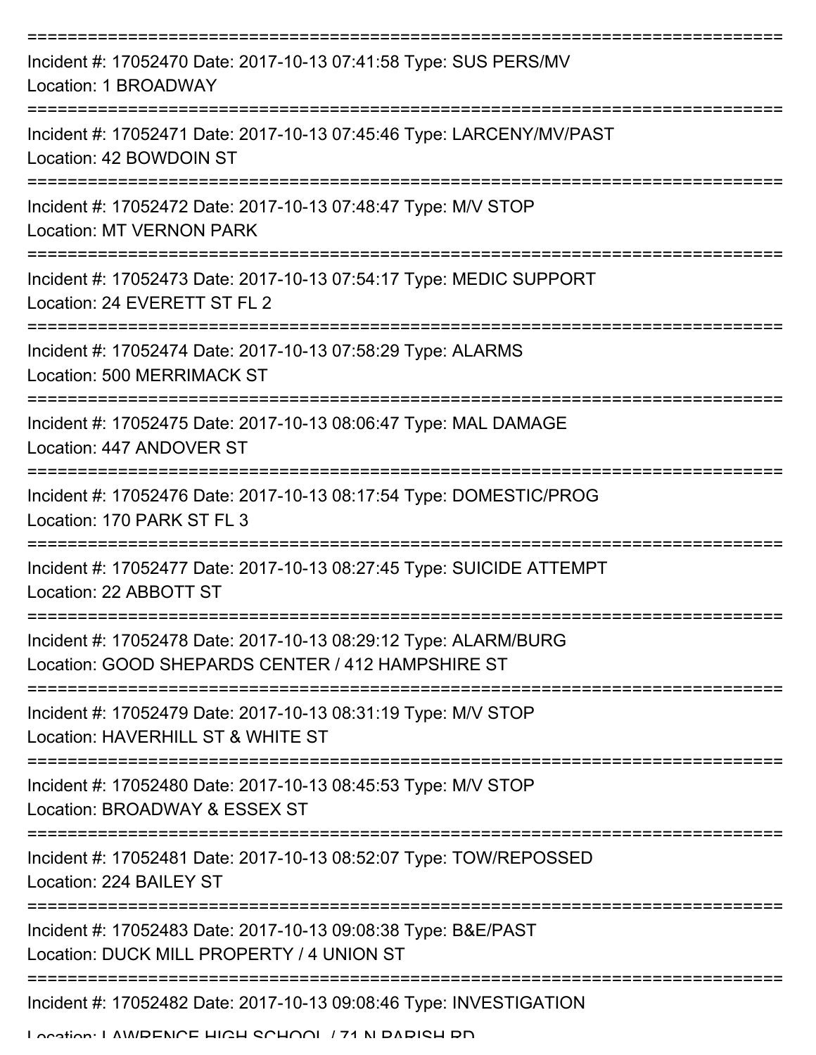Incident #: 17052470 Date: 2017-10-13 07:41:58 Type: SUS PERS/MV
Location: 1 BROADWAY

Incident #: 17052471 Date: 2017-10-13 07:45:46 Type: LARCENY/MV/PAST
Location: 42 BOWDOIN ST

Incident #: 17052472 Date: 2017-10-13 07:48:47 Type: M/V STOP
Location: MT VERNON PARK

Incident #: 17052473 Date: 2017-10-13 07:54:17 Type: MEDIC SUPPORT
Location: 24 EVERETT ST FL 2

Incident #: 17052474 Date: 2017-10-13 07:58:29 Type: ALARMS
Location: 500 MERRIMACK ST

Incident #: 17052475 Date: 2017-10-13 08:06:47 Type: MAL DAMAGE
Location: 447 ANDOVER ST

Incident #: 17052476 Date: 2017-10-13 08:17:54 Type: DOMESTIC/PROG
Location: 170 PARK ST FL 3

Incident #: 17052477 Date: 2017-10-13 08:27:45 Type: SUICIDE ATTEMPT
Location: 22 ABBOTT ST

Incident #: 17052478 Date: 2017-10-13 08:29:12 Type: ALARM/BURG
Location: GOOD SHEPARDS CENTER / 412 HAMPSHIRE ST

Incident #: 17052479 Date: 2017-10-13 08:31:19 Type: M/V STOP
Location: HAVERHILL ST & WHITE ST

Incident #: 17052480 Date: 2017-10-13 08:45:53 Type: M/V STOP
Location: BROADWAY & ESSEX ST

Incident #: 17052481 Date: 2017-10-13 08:52:07 Type: TOW/REPOSSED
Location: 224 BAILEY ST

Incident #: 17052483 Date: 2017-10-13 09:08:38 Type: B&E/PAST
Location: DUCK MILL PROPERTY / 4 UNION ST

Incident #: 17052482 Date: 2017-10-13 09:08:46 Type: INVESTIGATION
Location: LAWRENCE HIGH SCHOOL / 71 N PARISH RD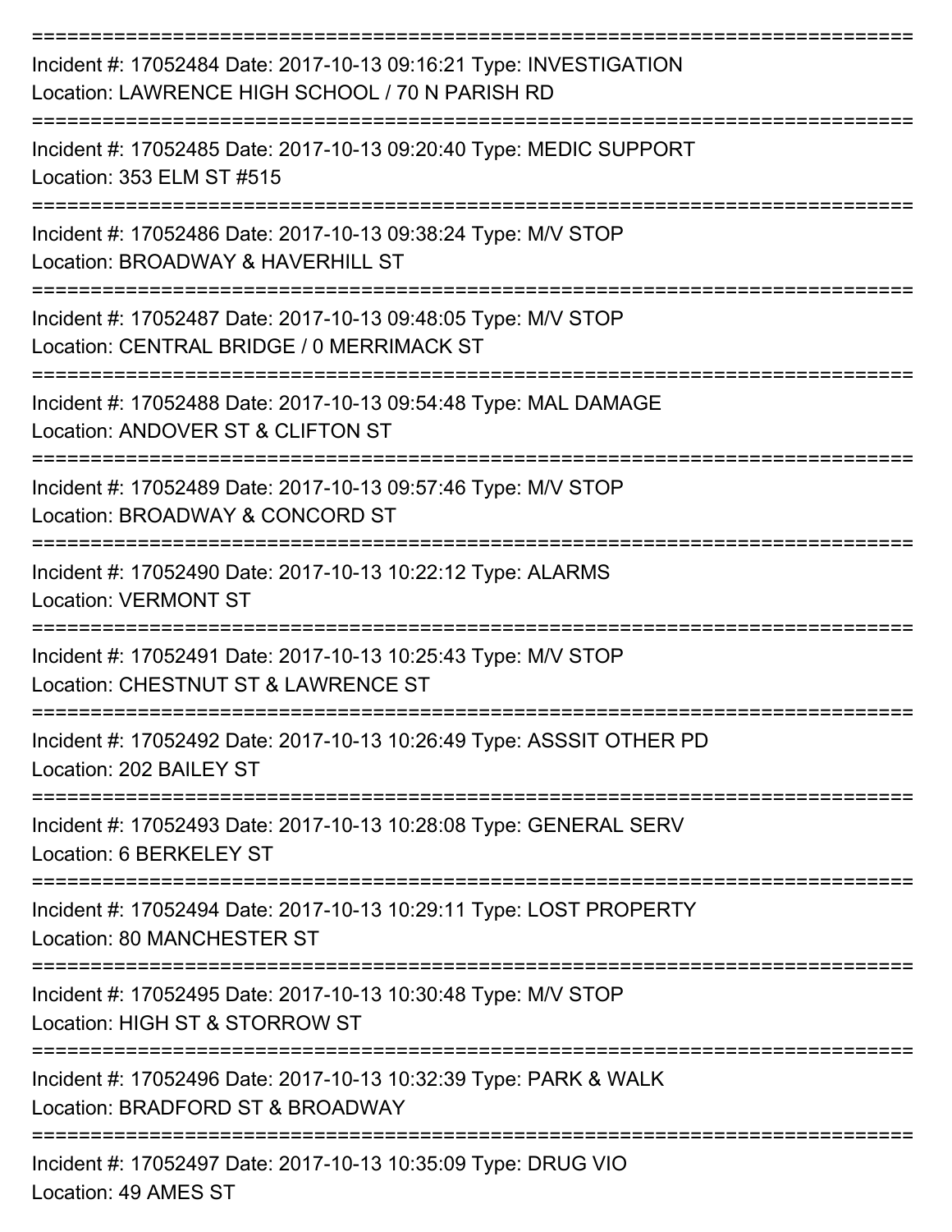Incident #: 17052484 Date: 2017-10-13 09:16:21 Type: INVESTIGATION
Location: LAWRENCE HIGH SCHOOL / 70 N PARISH RD

Incident #: 17052485 Date: 2017-10-13 09:20:40 Type: MEDIC SUPPORT
Location: 353 ELM ST #515

Incident #: 17052486 Date: 2017-10-13 09:38:24 Type: M/V STOP
Location: BROADWAY & HAVERHILL ST

Incident #: 17052487 Date: 2017-10-13 09:48:05 Type: M/V STOP
Location: CENTRAL BRIDGE / 0 MERRIMACK ST

Incident #: 17052488 Date: 2017-10-13 09:54:48 Type: MAL DAMAGE
Location: ANDOVER ST & CLIFTON ST

Incident #: 17052489 Date: 2017-10-13 09:57:46 Type: M/V STOP
Location: BROADWAY & CONCORD ST

Incident #: 17052490 Date: 2017-10-13 10:22:12 Type: ALARMS
Location: VERMONT ST

Incident #: 17052491 Date: 2017-10-13 10:25:43 Type: M/V STOP
Location: CHESTNUT ST & LAWRENCE ST

Incident #: 17052492 Date: 2017-10-13 10:26:49 Type: ASSSIT OTHER PD
Location: 202 BAILEY ST

Incident #: 17052493 Date: 2017-10-13 10:28:08 Type: GENERAL SERV
Location: 6 BERKELEY ST

Incident #: 17052494 Date: 2017-10-13 10:29:11 Type: LOST PROPERTY
Location: 80 MANCHESTER ST

Incident #: 17052495 Date: 2017-10-13 10:30:48 Type: M/V STOP
Location: HIGH ST & STORROW ST

Incident #: 17052496 Date: 2017-10-13 10:32:39 Type: PARK & WALK
Location: BRADFORD ST & BROADWAY

Incident #: 17052497 Date: 2017-10-13 10:35:09 Type: DRUG VIO
Location: 49 AMES ST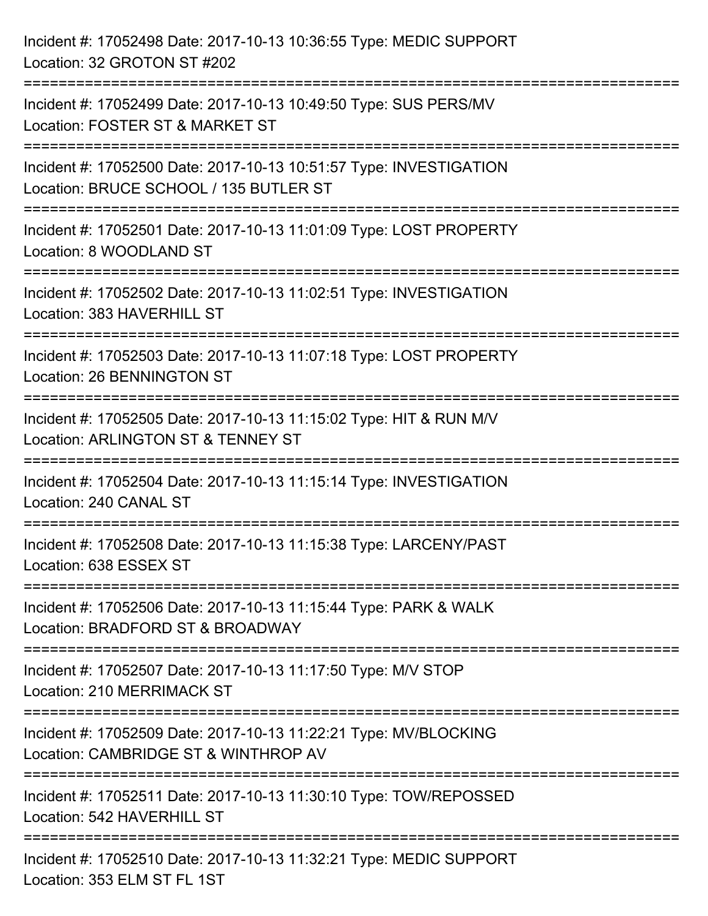Incident #: 17052498 Date: 2017-10-13 10:36:55 Type: MEDIC SUPPORT
Location: 32 GROTON ST #202

===========================================================================

Incident #: 17052499 Date: 2017-10-13 10:49:50 Type: SUS PERS/MV
Location: FOSTER ST & MARKET ST

===========================================================================

Incident #: 17052500 Date: 2017-10-13 10:51:57 Type: INVESTIGATION
Location: BRUCE SCHOOL / 135 BUTLER ST

===========================================================================

Incident #: 17052501 Date: 2017-10-13 11:01:09 Type: LOST PROPERTY
Location: 8 WOODLAND ST

===========================================================================

Incident #: 17052502 Date: 2017-10-13 11:02:51 Type: INVESTIGATION
Location: 383 HAVERHILL ST

===========================================================================

Incident #: 17052503 Date: 2017-10-13 11:07:18 Type: LOST PROPERTY
Location: 26 BENNINGTON ST

===========================================================================

Incident #: 17052505 Date: 2017-10-13 11:15:02 Type: HIT & RUN M/V
Location: ARLINGTON ST & TENNEY ST

===========================================================================

Incident #: 17052504 Date: 2017-10-13 11:15:14 Type: INVESTIGATION
Location: 240 CANAL ST

===========================================================================

Incident #: 17052508 Date: 2017-10-13 11:15:38 Type: LARCENY/PAST
Location: 638 ESSEX ST

===========================================================================

Incident #: 17052506 Date: 2017-10-13 11:15:44 Type: PARK & WALK
Location: BRADFORD ST & BROADWAY

===========================================================================

Incident #: 17052507 Date: 2017-10-13 11:17:50 Type: M/V STOP
Location: 210 MERRIMACK ST

===========================================================================

Incident #: 17052509 Date: 2017-10-13 11:22:21 Type: MV/BLOCKING
Location: CAMBRIDGE ST & WINTHROP AV

===========================================================================

Incident #: 17052511 Date: 2017-10-13 11:30:10 Type: TOW/REPOSSED
Location: 542 HAVERHILL ST

===========================================================================

Incident #: 17052510 Date: 2017-10-13 11:32:21 Type: MEDIC SUPPORT
Location: 353 ELM ST FL 1ST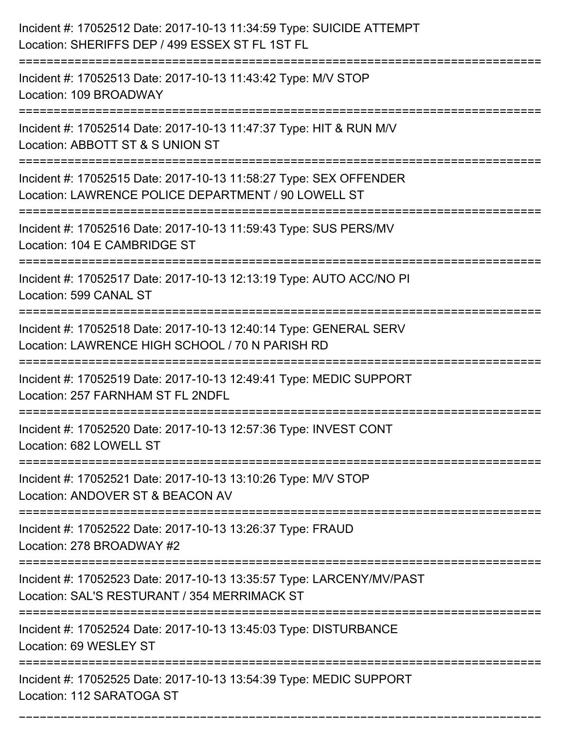Incident #: 17052512 Date: 2017-10-13 11:34:59 Type: SUICIDE ATTEMPT
Location: SHERIFFS DEP / 499 ESSEX ST FL 1ST FL

===========================================================================

Incident #: 17052513 Date: 2017-10-13 11:43:42 Type: M/V STOP
Location: 109 BROADWAY

===========================================================================

Incident #: 17052514 Date: 2017-10-13 11:47:37 Type: HIT & RUN M/V
Location: ABBOTT ST & S UNION ST

===========================================================================

Incident #: 17052515 Date: 2017-10-13 11:58:27 Type: SEX OFFENDER
Location: LAWRENCE POLICE DEPARTMENT / 90 LOWELL ST

===========================================================================

Incident #: 17052516 Date: 2017-10-13 11:59:43 Type: SUS PERS/MV
Location: 104 E CAMBRIDGE ST

===========================================================================

Incident #: 17052517 Date: 2017-10-13 12:13:19 Type: AUTO ACC/NO PI
Location: 599 CANAL ST

===========================================================================

Incident #: 17052518 Date: 2017-10-13 12:40:14 Type: GENERAL SERV
Location: LAWRENCE HIGH SCHOOL / 70 N PARISH RD

===========================================================================

Incident #: 17052519 Date: 2017-10-13 12:49:41 Type: MEDIC SUPPORT
Location: 257 FARNHAM ST FL 2NDFL

===========================================================================

Incident #: 17052520 Date: 2017-10-13 12:57:36 Type: INVEST CONT
Location: 682 LOWELL ST

===========================================================================

Incident #: 17052521 Date: 2017-10-13 13:10:26 Type: M/V STOP
Location: ANDOVER ST & BEACON AV

===========================================================================

Incident #: 17052522 Date: 2017-10-13 13:26:37 Type: FRAUD
Location: 278 BROADWAY #2

===========================================================================

Incident #: 17052523 Date: 2017-10-13 13:35:57 Type: LARCENY/MV/PAST
Location: SAL'S RESTURANT / 354 MERRIMACK ST

===========================================================================

Incident #: 17052524 Date: 2017-10-13 13:45:03 Type: DISTURBANCE
Location: 69 WESLEY ST

===========================================================================

Incident #: 17052525 Date: 2017-10-13 13:54:39 Type: MEDIC SUPPORT
Location: 112 SARATOGA ST

===========================================================================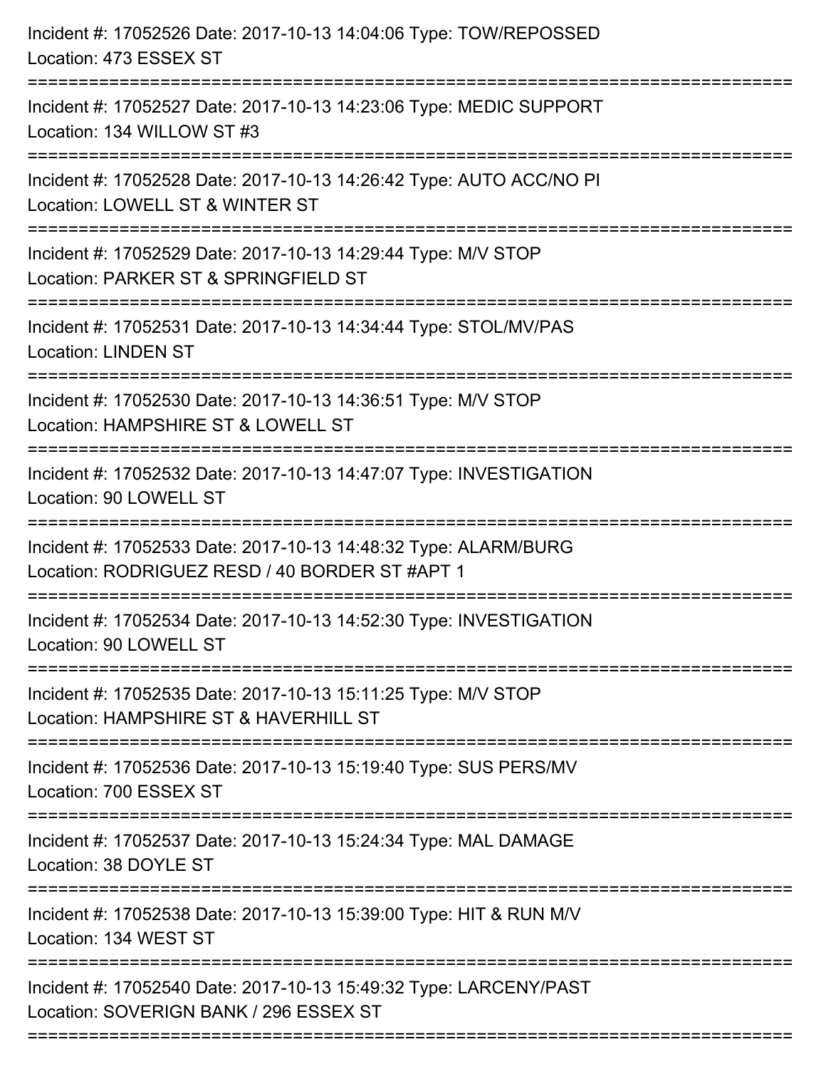Incident #: 17052526 Date: 2017-10-13 14:04:06 Type: TOW/REPOSSED
Location: 473 ESSEX ST

===========================================================================

Incident #: 17052527 Date: 2017-10-13 14:23:06 Type: MEDIC SUPPORT
Location: 134 WILLOW ST #3

===========================================================================

Incident #: 17052528 Date: 2017-10-13 14:26:42 Type: AUTO ACC/NO PI
Location: LOWELL ST & WINTER ST

===========================================================================

Incident #: 17052529 Date: 2017-10-13 14:29:44 Type: M/V STOP
Location: PARKER ST & SPRINGFIELD ST

===========================================================================

Incident #: 17052531 Date: 2017-10-13 14:34:44 Type: STOL/MV/PAS
Location: LINDEN ST

===========================================================================

Incident #: 17052530 Date: 2017-10-13 14:36:51 Type: M/V STOP
Location: HAMPSHIRE ST & LOWELL ST

===========================================================================

Incident #: 17052532 Date: 2017-10-13 14:47:07 Type: INVESTIGATION
Location: 90 LOWELL ST

===========================================================================

Incident #: 17052533 Date: 2017-10-13 14:48:32 Type: ALARM/BURG
Location: RODRIGUEZ RESD / 40 BORDER ST #APT 1

===========================================================================

Incident #: 17052534 Date: 2017-10-13 14:52:30 Type: INVESTIGATION
Location: 90 LOWELL ST

===========================================================================

Incident #: 17052535 Date: 2017-10-13 15:11:25 Type: M/V STOP
Location: HAMPSHIRE ST & HAVERHILL ST

===========================================================================

Incident #: 17052536 Date: 2017-10-13 15:19:40 Type: SUS PERS/MV
Location: 700 ESSEX ST

===========================================================================

Incident #: 17052537 Date: 2017-10-13 15:24:34 Type: MAL DAMAGE
Location: 38 DOYLE ST

===========================================================================

Incident #: 17052538 Date: 2017-10-13 15:39:00 Type: HIT & RUN M/V
Location: 134 WEST ST

===========================================================================

Incident #: 17052540 Date: 2017-10-13 15:49:32 Type: LARCENY/PAST
Location: SOVERIGN BANK / 296 ESSEX ST

===========================================================================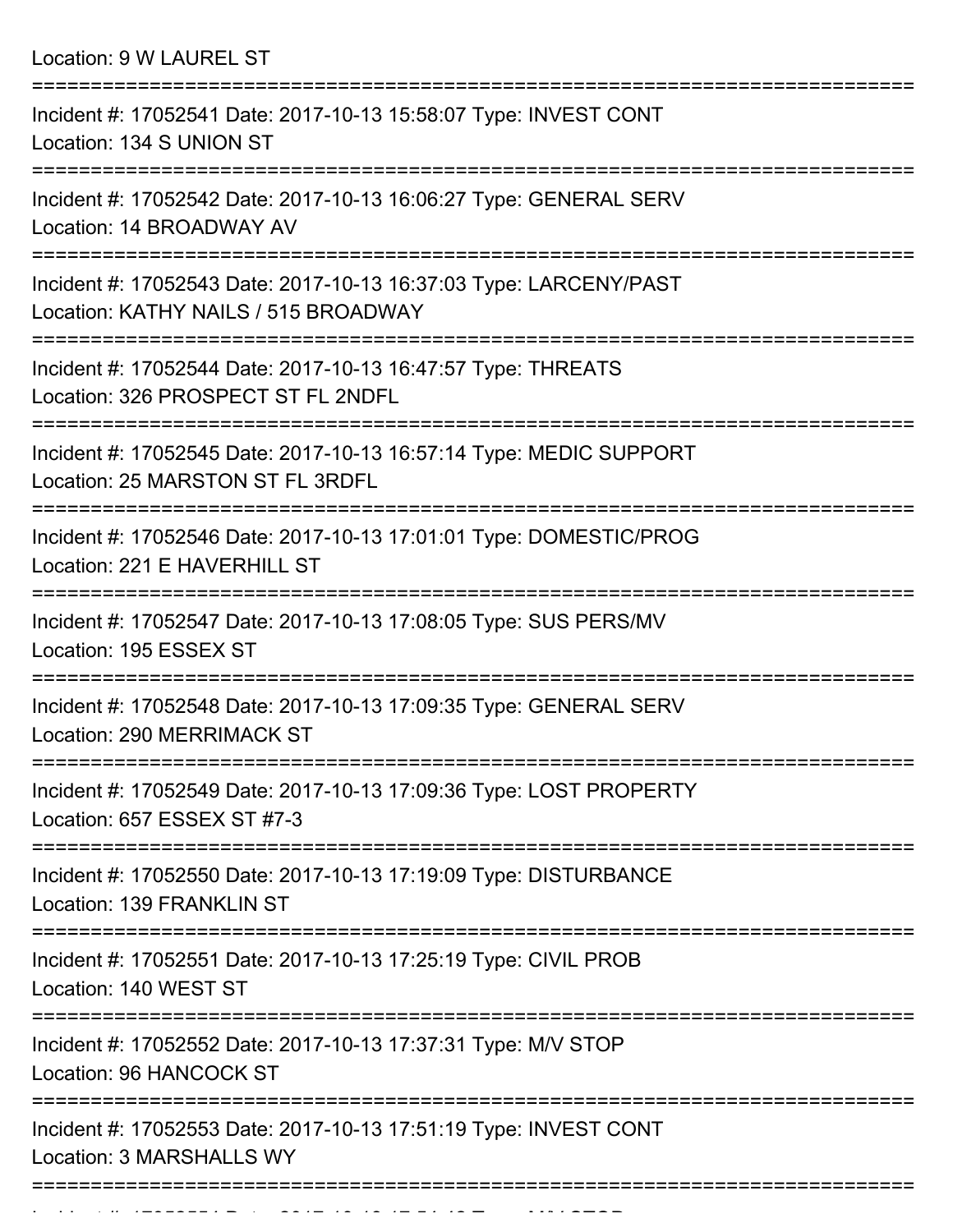Location: 9 W LAUREL ST

===========================================================================

Incident #: 17052541 Date: 2017-10-13 15:58:07 Type: INVEST CONT
Location: 134 S UNION ST

===========================================================================

Incident #: 17052542 Date: 2017-10-13 16:06:27 Type: GENERAL SERV
Location: 14 BROADWAY AV

===========================================================================

Incident #: 17052543 Date: 2017-10-13 16:37:03 Type: LARCENY/PAST
Location: KATHY NAILS / 515 BROADWAY

===========================================================================

Incident #: 17052544 Date: 2017-10-13 16:47:57 Type: THREATS
Location: 326 PROSPECT ST FL 2NDFL

===========================================================================

Incident #: 17052545 Date: 2017-10-13 16:57:14 Type: MEDIC SUPPORT
Location: 25 MARSTON ST FL 3RDFL

===========================================================================

Incident #: 17052546 Date: 2017-10-13 17:01:01 Type: DOMESTIC/PROG
Location: 221 E HAVERHILL ST

===========================================================================

Incident #: 17052547 Date: 2017-10-13 17:08:05 Type: SUS PERS/MV
Location: 195 ESSEX ST

===========================================================================

Incident #: 17052548 Date: 2017-10-13 17:09:35 Type: GENERAL SERV
Location: 290 MERRIMACK ST

===========================================================================

Incident #: 17052549 Date: 2017-10-13 17:09:36 Type: LOST PROPERTY
Location: 657 ESSEX ST #7-3

===========================================================================

Incident #: 17052550 Date: 2017-10-13 17:19:09 Type: DISTURBANCE
Location: 139 FRANKLIN ST

===========================================================================

Incident #: 17052551 Date: 2017-10-13 17:25:19 Type: CIVIL PROB
Location: 140 WEST ST

===========================================================================

Incident #: 17052552 Date: 2017-10-13 17:37:31 Type: M/V STOP
Location: 96 HANCOCK ST

===========================================================================

Incident #: 17052553 Date: 2017-10-13 17:51:19 Type: INVEST CONT
Location: 3 MARSHALLS WY

===========================================================================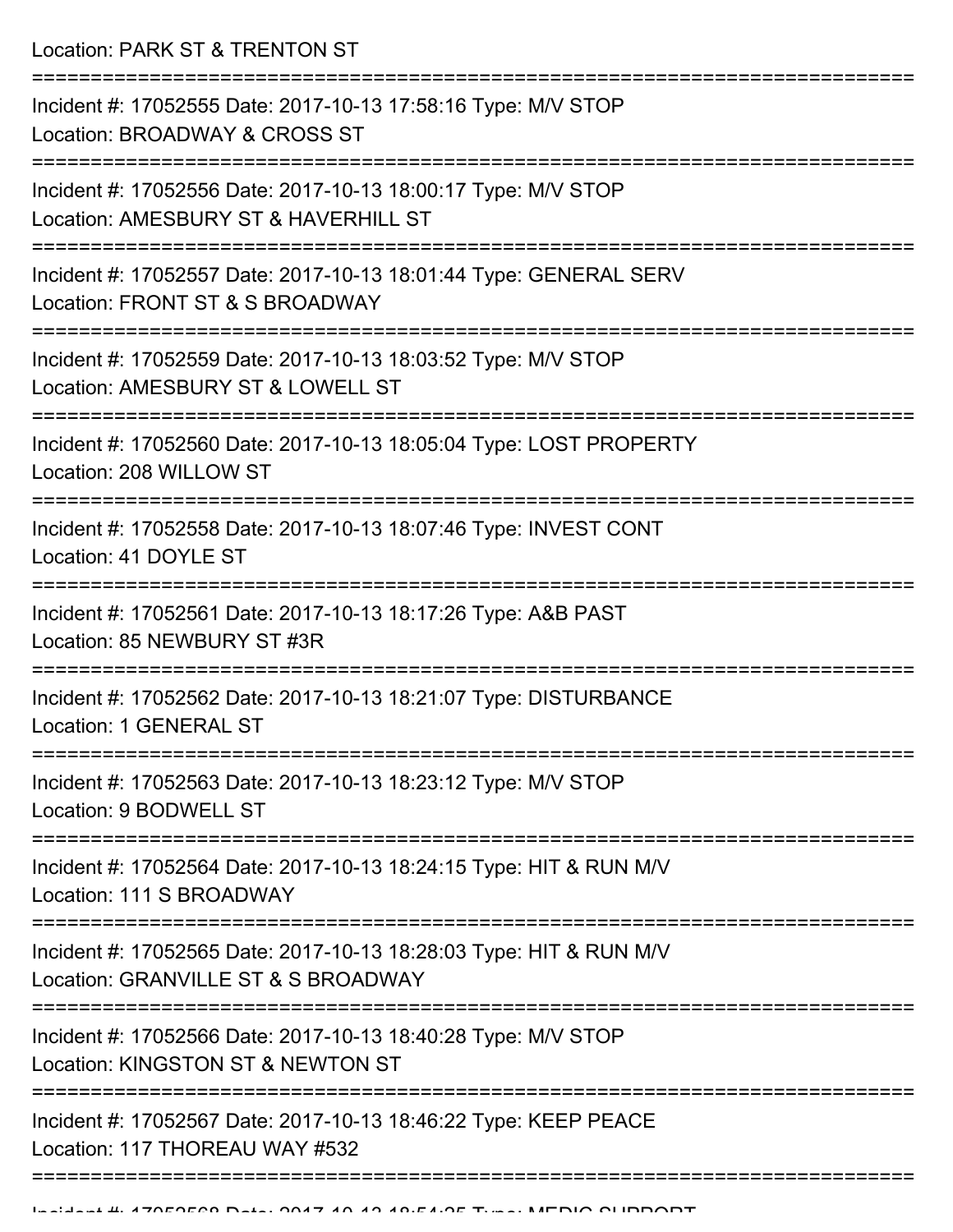Location: PARK ST & TRENTON ST

===========================================================================

Incident #: 17052555 Date: 2017-10-13 17:58:16 Type: M/V STOP
Location: BROADWAY & CROSS ST

===========================================================================

Incident #: 17052556 Date: 2017-10-13 18:00:17 Type: M/V STOP
Location: AMESBURY ST & HAVERHILL ST

===========================================================================

Incident #: 17052557 Date: 2017-10-13 18:01:44 Type: GENERAL SERV
Location: FRONT ST & S BROADWAY

===========================================================================

Incident #: 17052559 Date: 2017-10-13 18:03:52 Type: M/V STOP
Location: AMESBURY ST & LOWELL ST

===========================================================================

Incident #: 17052560 Date: 2017-10-13 18:05:04 Type: LOST PROPERTY
Location: 208 WILLOW ST

===========================================================================

Incident #: 17052558 Date: 2017-10-13 18:07:46 Type: INVEST CONT
Location: 41 DOYLE ST

===========================================================================

Incident #: 17052561 Date: 2017-10-13 18:17:26 Type: A&B PAST
Location: 85 NEWBURY ST #3R

===========================================================================

Incident #: 17052562 Date: 2017-10-13 18:21:07 Type: DISTURBANCE
Location: 1 GENERAL ST

===========================================================================

Incident #: 17052563 Date: 2017-10-13 18:23:12 Type: M/V STOP
Location: 9 BODWELL ST

===========================================================================

Incident #: 17052564 Date: 2017-10-13 18:24:15 Type: HIT & RUN M/V
Location: 111 S BROADWAY

===========================================================================

Incident #: 17052565 Date: 2017-10-13 18:28:03 Type: HIT & RUN M/V
Location: GRANVILLE ST & S BROADWAY

===========================================================================

Incident #: 17052566 Date: 2017-10-13 18:40:28 Type: M/V STOP
Location: KINGSTON ST & NEWTON ST

===========================================================================

Incident #: 17052567 Date: 2017-10-13 18:46:22 Type: KEEP PEACE
Location: 117 THOREAU WAY #532

===========================================================================

Incident #: 17052568 Date: 2017-10-13 18:54:35 Type: MEDIC SUPPORT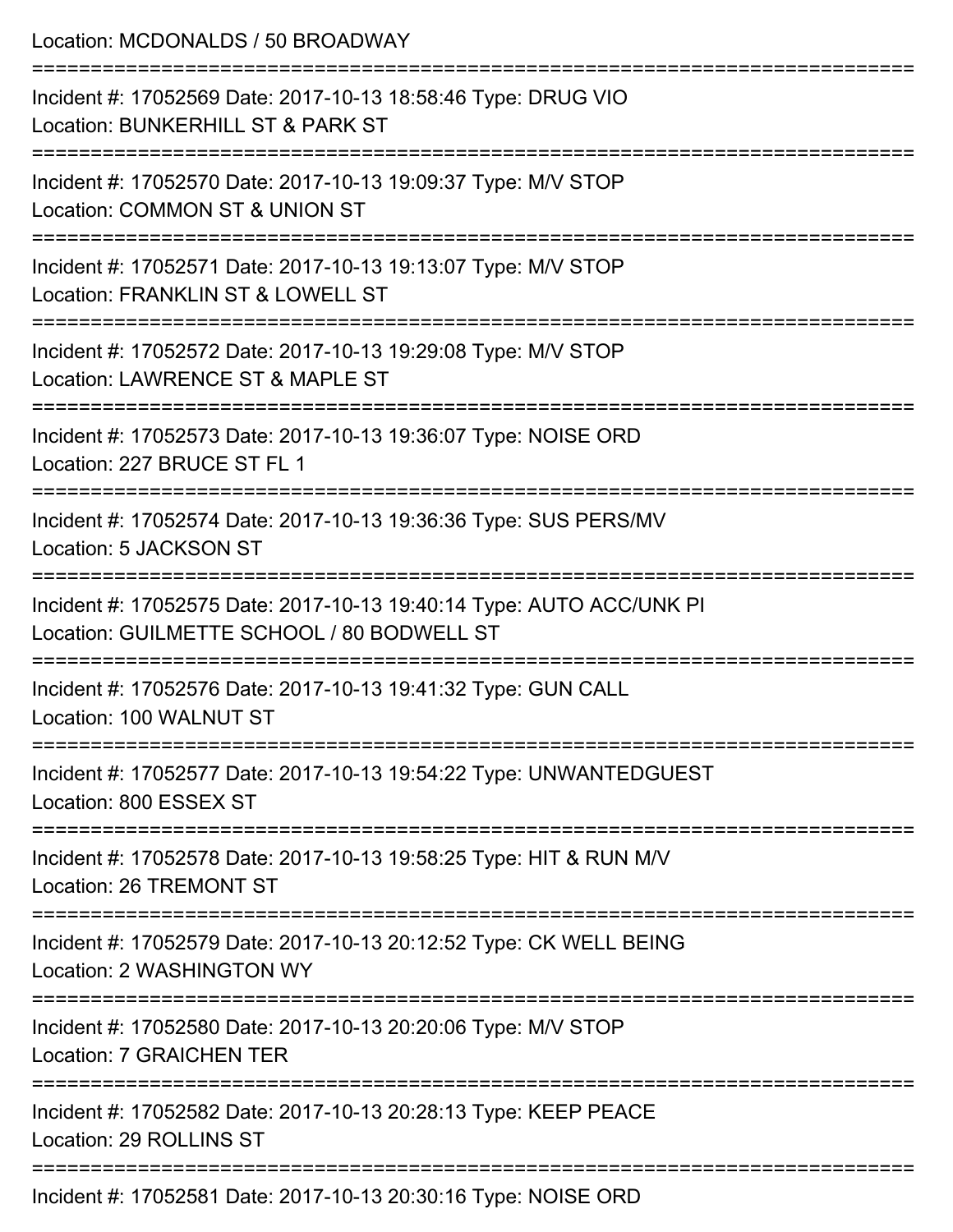Location: MCDONALDS / 50 BROADWAY

===========================================================================

Incident #: 17052569 Date: 2017-10-13 18:58:46 Type: DRUG VIO
Location: BUNKERHILL ST & PARK ST

===========================================================================

Incident #: 17052570 Date: 2017-10-13 19:09:37 Type: M/V STOP
Location: COMMON ST & UNION ST

===========================================================================

Incident #: 17052571 Date: 2017-10-13 19:13:07 Type: M/V STOP
Location: FRANKLIN ST & LOWELL ST

===========================================================================

Incident #: 17052572 Date: 2017-10-13 19:29:08 Type: M/V STOP
Location: LAWRENCE ST & MAPLE ST

===========================================================================

Incident #: 17052573 Date: 2017-10-13 19:36:07 Type: NOISE ORD
Location: 227 BRUCE ST FL 1

===========================================================================

Incident #: 17052574 Date: 2017-10-13 19:36:36 Type: SUS PERS/MV
Location: 5 JACKSON ST

===========================================================================

Incident #: 17052575 Date: 2017-10-13 19:40:14 Type: AUTO ACC/UNK PI
Location: GUILMETTE SCHOOL / 80 BODWELL ST

===========================================================================

Incident #: 17052576 Date: 2017-10-13 19:41:32 Type: GUN CALL
Location: 100 WALNUT ST

===========================================================================

Incident #: 17052577 Date: 2017-10-13 19:54:22 Type: UNWANTEDGUEST
Location: 800 ESSEX ST

===========================================================================

Incident #: 17052578 Date: 2017-10-13 19:58:25 Type: HIT & RUN M/V
Location: 26 TREMONT ST

===========================================================================

Incident #: 17052579 Date: 2017-10-13 20:12:52 Type: CK WELL BEING
Location: 2 WASHINGTON WY

===========================================================================

Incident #: 17052580 Date: 2017-10-13 20:20:06 Type: M/V STOP
Location: 7 GRAICHEN TER

===========================================================================

Incident #: 17052582 Date: 2017-10-13 20:28:13 Type: KEEP PEACE
Location: 29 ROLLINS ST

===========================================================================

Incident #: 17052581 Date: 2017-10-13 20:30:16 Type: NOISE ORD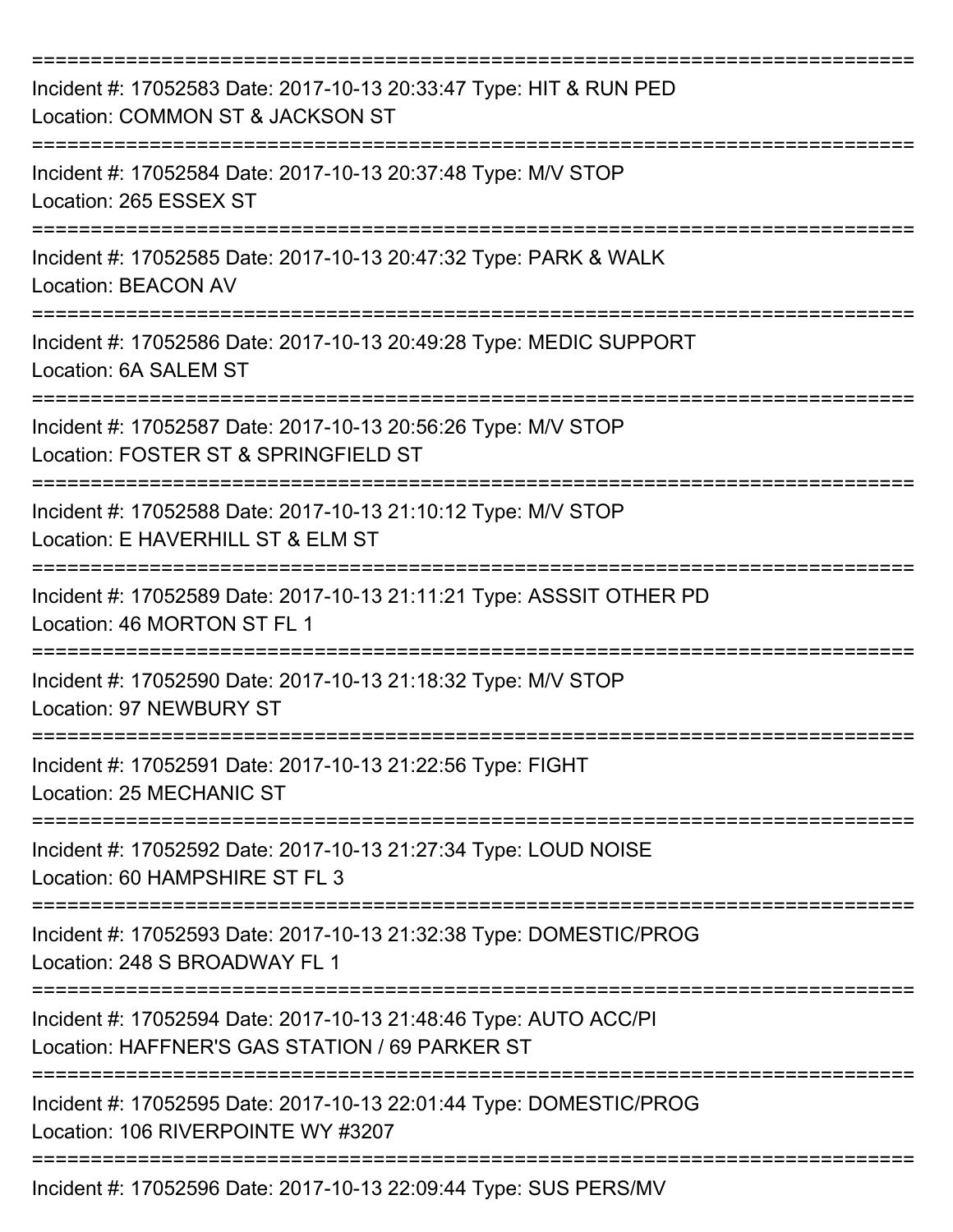===========================================================================
Incident #: 17052583 Date: 2017-10-13 20:33:47 Type: HIT & RUN PED
Location: COMMON ST & JACKSON ST
===========================================================================
Incident #: 17052584 Date: 2017-10-13 20:37:48 Type: M/V STOP
Location: 265 ESSEX ST
===========================================================================
Incident #: 17052585 Date: 2017-10-13 20:47:32 Type: PARK & WALK
Location: BEACON AV
===========================================================================
Incident #: 17052586 Date: 2017-10-13 20:49:28 Type: MEDIC SUPPORT
Location: 6A SALEM ST
===========================================================================
Incident #: 17052587 Date: 2017-10-13 20:56:26 Type: M/V STOP
Location: FOSTER ST & SPRINGFIELD ST
===========================================================================
Incident #: 17052588 Date: 2017-10-13 21:10:12 Type: M/V STOP
Location: E HAVERHILL ST & ELM ST
===========================================================================
Incident #: 17052589 Date: 2017-10-13 21:11:21 Type: ASSSIT OTHER PD
Location: 46 MORTON ST FL 1
===========================================================================
Incident #: 17052590 Date: 2017-10-13 21:18:32 Type: M/V STOP
Location: 97 NEWBURY ST
===========================================================================
Incident #: 17052591 Date: 2017-10-13 21:22:56 Type: FIGHT
Location: 25 MECHANIC ST
===========================================================================
Incident #: 17052592 Date: 2017-10-13 21:27:34 Type: LOUD NOISE
Location: 60 HAMPSHIRE ST FL 3
===========================================================================
Incident #: 17052593 Date: 2017-10-13 21:32:38 Type: DOMESTIC/PROG
Location: 248 S BROADWAY FL 1
===========================================================================
Incident #: 17052594 Date: 2017-10-13 21:48:46 Type: AUTO ACC/PI
Location: HAFFNER'S GAS STATION / 69 PARKER ST
===========================================================================
Incident #: 17052595 Date: 2017-10-13 22:01:44 Type: DOMESTIC/PROG
Location: 106 RIVERPOINTE WY #3207
===========================================================================
Incident #: 17052596 Date: 2017-10-13 22:09:44 Type: SUS PERS/MV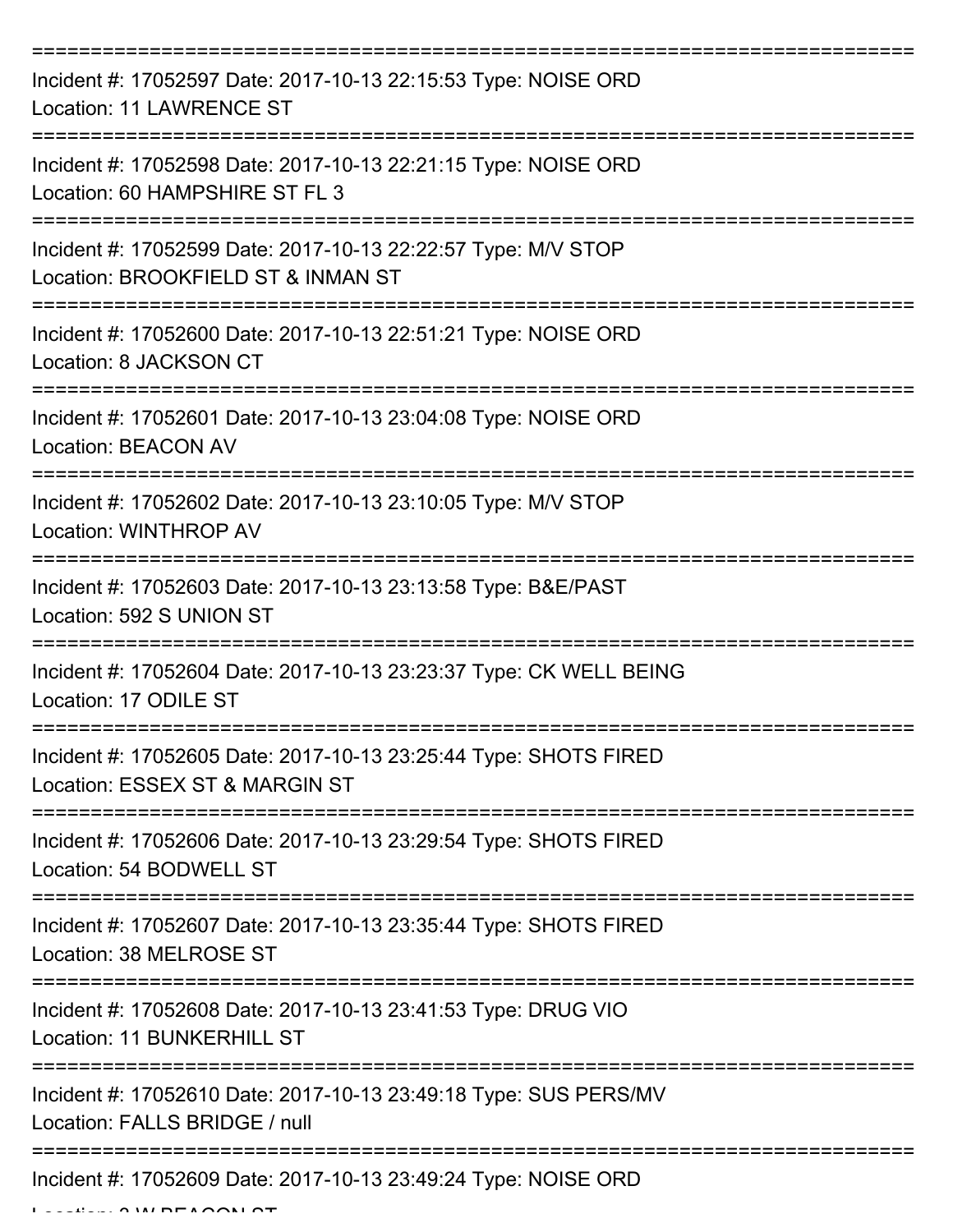===========================================================================

Incident #: 17052597 Date: 2017-10-13 22:15:53 Type: NOISE ORD
Location: 11 LAWRENCE ST

===========================================================================

Incident #: 17052598 Date: 2017-10-13 22:21:15 Type: NOISE ORD
Location: 60 HAMPSHIRE ST FL 3

===========================================================================

Incident #: 17052599 Date: 2017-10-13 22:22:57 Type: M/V STOP
Location: BROOKFIELD ST & INMAN ST

===========================================================================

Incident #: 17052600 Date: 2017-10-13 22:51:21 Type: NOISE ORD
Location: 8 JACKSON CT

===========================================================================

Incident #: 17052601 Date: 2017-10-13 23:04:08 Type: NOISE ORD
Location: BEACON AV

===========================================================================

Incident #: 17052602 Date: 2017-10-13 23:10:05 Type: M/V STOP
Location: WINTHROP AV

===========================================================================

Incident #: 17052603 Date: 2017-10-13 23:13:58 Type: B&E/PAST
Location: 592 S UNION ST

===========================================================================

Incident #: 17052604 Date: 2017-10-13 23:23:37 Type: CK WELL BEING
Location: 17 ODILE ST

===========================================================================

Incident #: 17052605 Date: 2017-10-13 23:25:44 Type: SHOTS FIRED
Location: ESSEX ST & MARGIN ST

===========================================================================

Incident #: 17052606 Date: 2017-10-13 23:29:54 Type: SHOTS FIRED
Location: 54 BODWELL ST

===========================================================================

Incident #: 17052607 Date: 2017-10-13 23:35:44 Type: SHOTS FIRED
Location: 38 MELROSE ST

===========================================================================

Incident #: 17052608 Date: 2017-10-13 23:41:53 Type: DRUG VIO
Location: 11 BUNKERHILL ST

===========================================================================

Incident #: 17052610 Date: 2017-10-13 23:49:18 Type: SUS PERS/MV
Location: FALLS BRIDGE / null

===========================================================================

Incident #: 17052609 Date: 2017-10-13 23:49:24 Type: NOISE ORD
Location: 2 W BEACON ST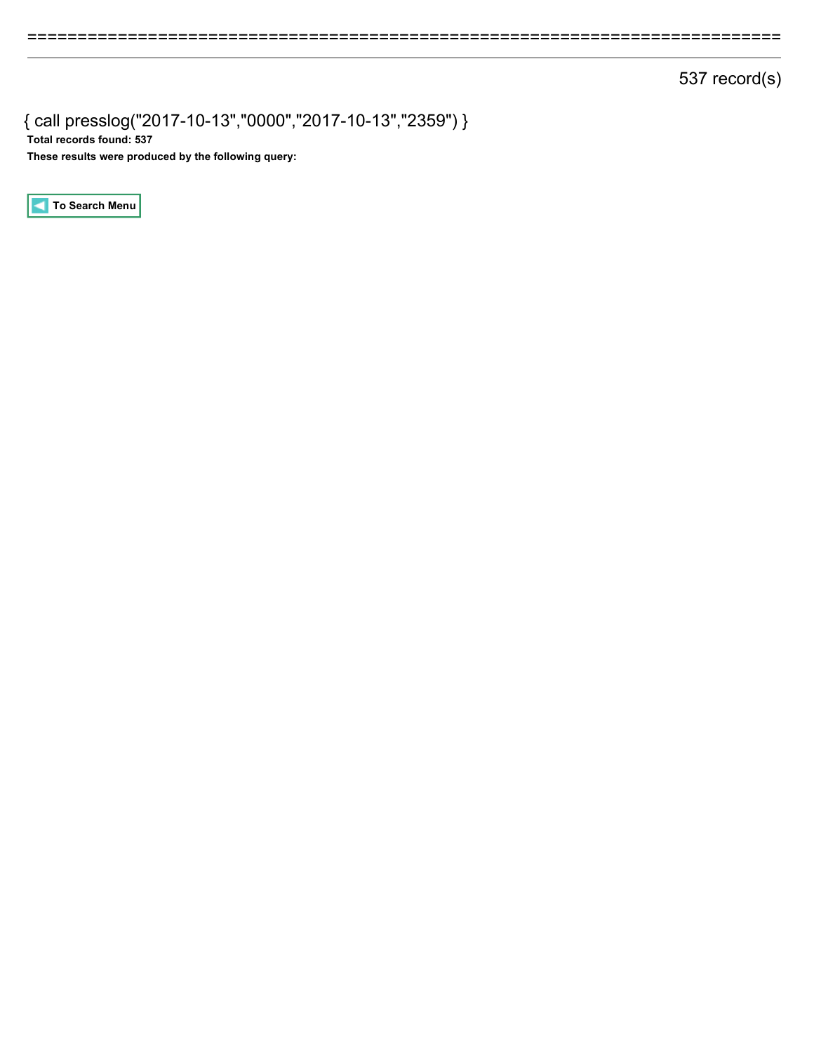================================================================================

---

537 record(s)

{ call presslog("2017-10-13","0000","2017-10-13","2359") }

**Total records found: 537**

**These results were produced by the following query:**

**To Search Menu**